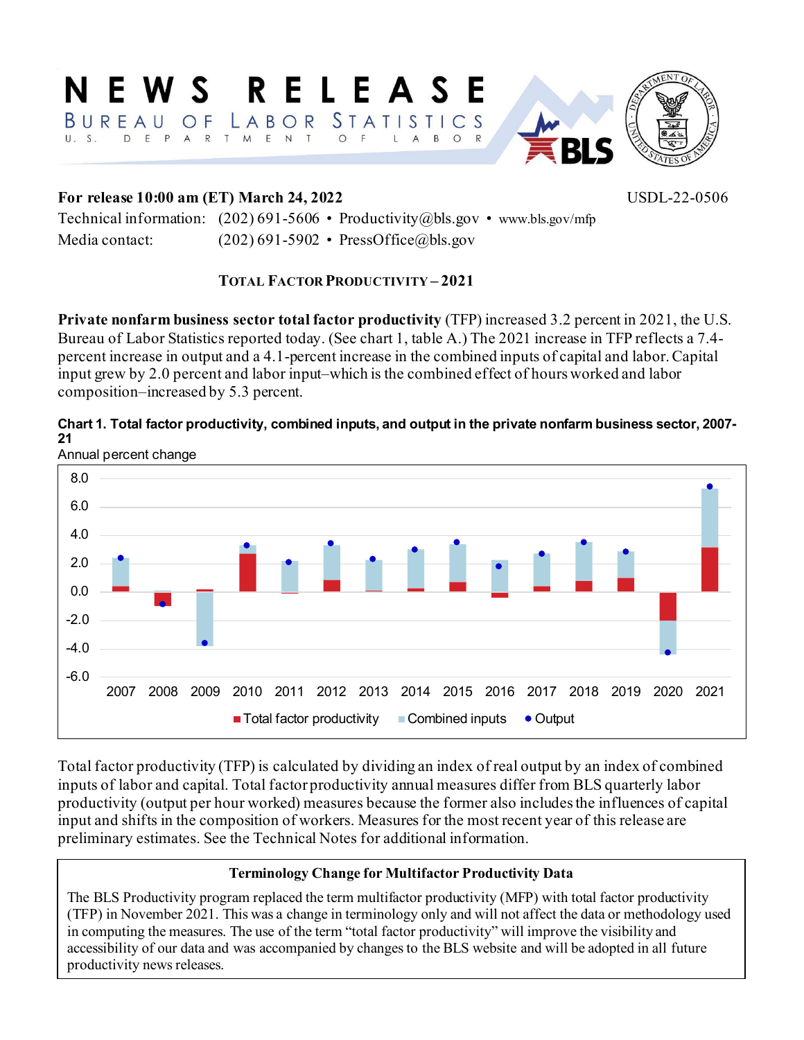# NEWS RELEASE

BUREAU OF LABOR STATISTICS

U. S. DEPARTMENT OF LABOR

**For release 10:00 am (ET) March 24, 2022** USDL-22-0506

Technical information: (202) 691-5606 • Productivity@bls.gov • www.bls.gov/mfp

Media contact: (202) 691-5902 • PressOffice@bls.gov

## TOTAL FACTOR PRODUCTIVITY – 2021

**Private nonfarm business sector total factor productivity** (TFP) increased 3.2 percent in 2021, the U.S. Bureau of Labor Statistics reported today. (See chart 1, table A.) The 2021 increase in TFP reflects a 7.4-percent increase in output and a 4.1-percent increase in the combined inputs of capital and labor. Capital input grew by 2.0 percent and labor input–which is the combined effect of hours worked and labor composition–increased by 5.3 percent.

**Chart 1. Total factor productivity, combined inputs, and output in the private nonfarm business sector, 2007-21**

Annual percent change

Total factor productivity (TFP) is calculated by dividing an index of real output by an index of combined inputs of labor and capital. Total factor productivity annual measures differ from BLS quarterly labor productivity (output per hour worked) measures because the former also includes the influences of capital input and shifts in the composition of workers. Measures for the most recent year of this release are preliminary estimates. See the Technical Notes for additional information.

**Terminology Change for Multifactor Productivity Data**

The BLS Productivity program replaced the term multifactor productivity (MFP) with total factor productivity (TFP) in November 2021. This was a change in terminology only and will not affect the data or methodology used in computing the measures. The use of the term "total factor productivity" will improve the visibility and accessibility of our data and was accompanied by changes to the BLS website and will be adopted in all future productivity news releases.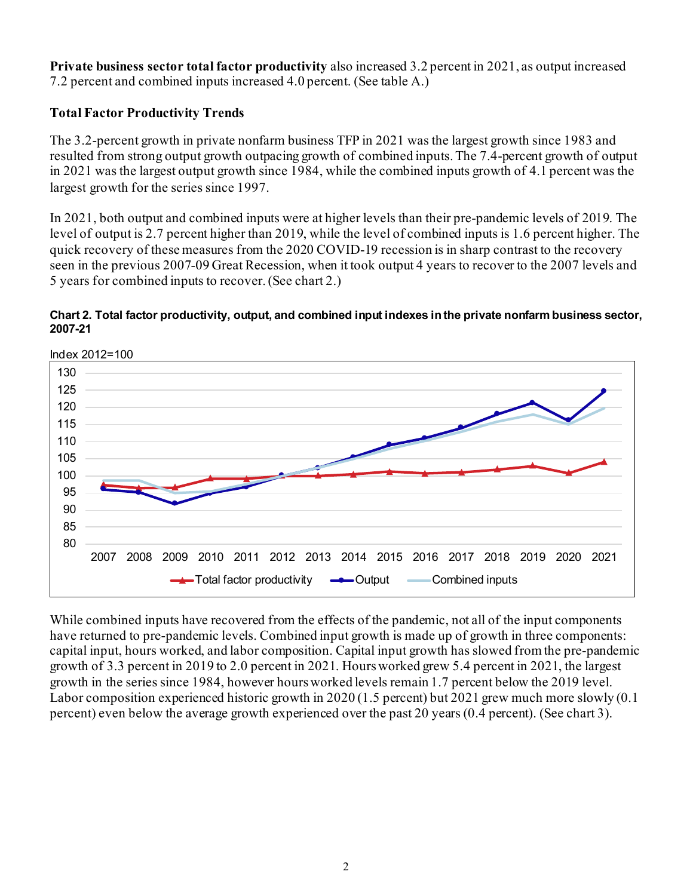**Private business sector total factor productivity** also increased 3.2 percent in 2021, as output increased 7.2 percent and combined inputs increased 4.0 percent. (See table A.)

### Total Factor Productivity Trends

The 3.2-percent growth in private nonfarm business TFP in 2021 was the largest growth since 1983 and resulted from strong output growth outpacing growth of combined inputs. The 7.4-percent growth of output in 2021 was the largest output growth since 1984, while the combined inputs growth of 4.1 percent was the largest growth for the series since 1997.

In 2021, both output and combined inputs were at higher levels than their pre-pandemic levels of 2019. The level of output is 2.7 percent higher than 2019, while the level of combined inputs is 1.6 percent higher. The quick recovery of these measures from the 2020 COVID-19 recession is in sharp contrast to the recovery seen in the previous 2007-09 Great Recession, when it took output 4 years to recover to the 2007 levels and 5 years for combined inputs to recover. (See chart 2.)

**Chart 2. Total factor productivity, output, and combined input indexes in the private nonfarm business sector, 2007-21**

Index 2012=100

Legend: Total factor productivity; Output; Combined inputs

While combined inputs have recovered from the effects of the pandemic, not all of the input components have returned to pre-pandemic levels. Combined input growth is made up of growth in three components: capital input, hours worked, and labor composition. Capital input growth has slowed from the pre-pandemic growth of 3.3 percent in 2019 to 2.0 percent in 2021. Hours worked grew 5.4 percent in 2021, the largest growth in the series since 1984, however hours worked levels remain 1.7 percent below the 2019 level. Labor composition experienced historic growth in 2020 (1.5 percent) but 2021 grew much more slowly (0.1 percent) even below the average growth experienced over the past 20 years (0.4 percent). (See chart 3).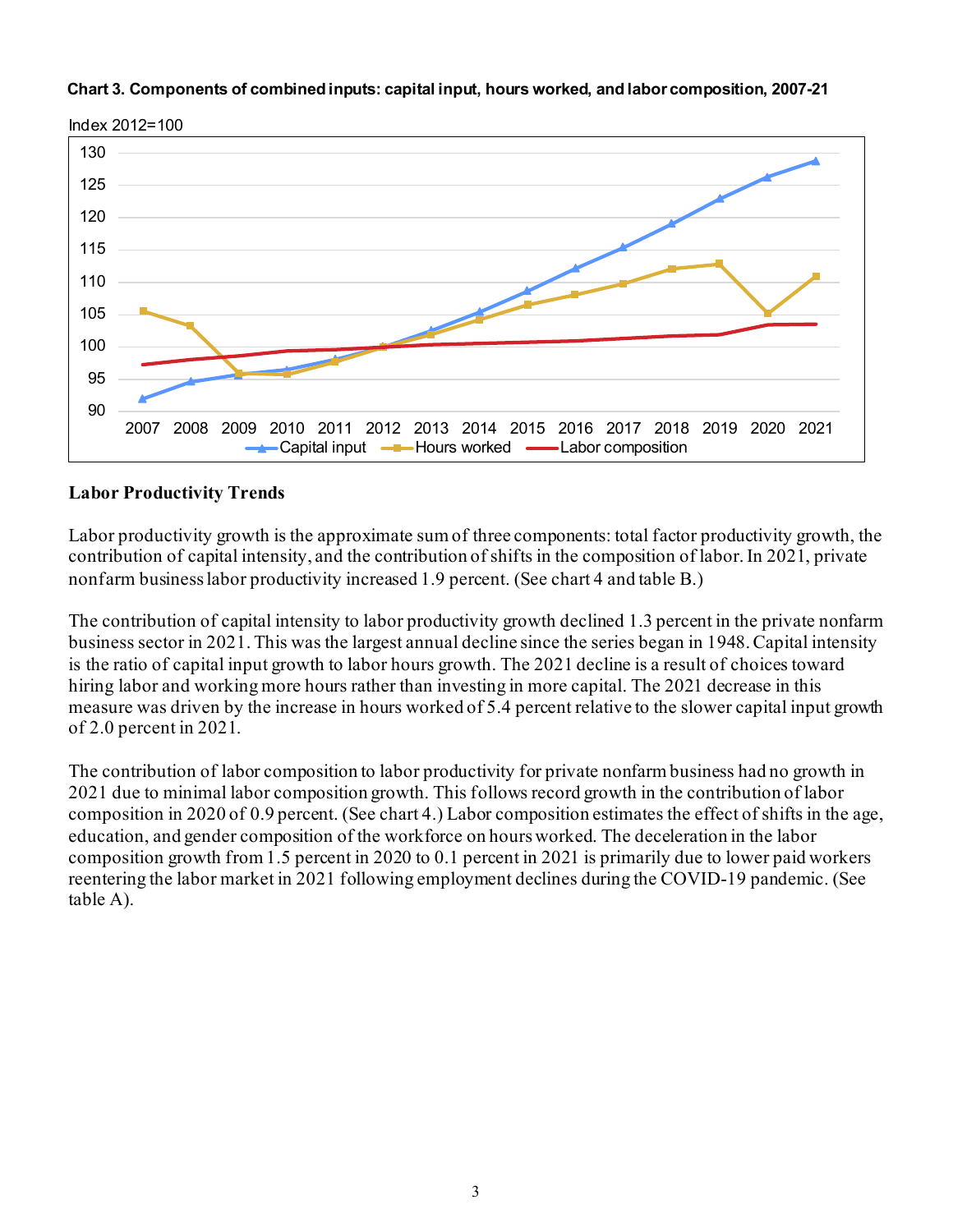**Chart 3. Components of combined inputs: capital input, hours worked, and labor composition, 2007-21**

## Labor Productivity Trends

Labor productivity growth is the approximate sum of three components: total factor productivity growth, the contribution of capital intensity, and the contribution of shifts in the composition of labor. In 2021, private nonfarm business labor productivity increased 1.9 percent. (See chart 4 and table B.)

The contribution of capital intensity to labor productivity growth declined 1.3 percent in the private nonfarm business sector in 2021. This was the largest annual decline since the series began in 1948. Capital intensity is the ratio of capital input growth to labor hours growth. The 2021 decline is a result of choices toward hiring labor and working more hours rather than investing in more capital. The 2021 decrease in this measure was driven by the increase in hours worked of 5.4 percent relative to the slower capital input growth of 2.0 percent in 2021.

The contribution of labor composition to labor productivity for private nonfarm business had no growth in 2021 due to minimal labor composition growth. This follows record growth in the contribution of labor composition in 2020 of 0.9 percent. (See chart 4.) Labor composition estimates the effect of shifts in the age, education, and gender composition of the workforce on hours worked. The deceleration in the labor composition growth from 1.5 percent in 2020 to 0.1 percent in 2021 is primarily due to lower paid workers reentering the labor market in 2021 following employment declines during the COVID-19 pandemic. (See table A).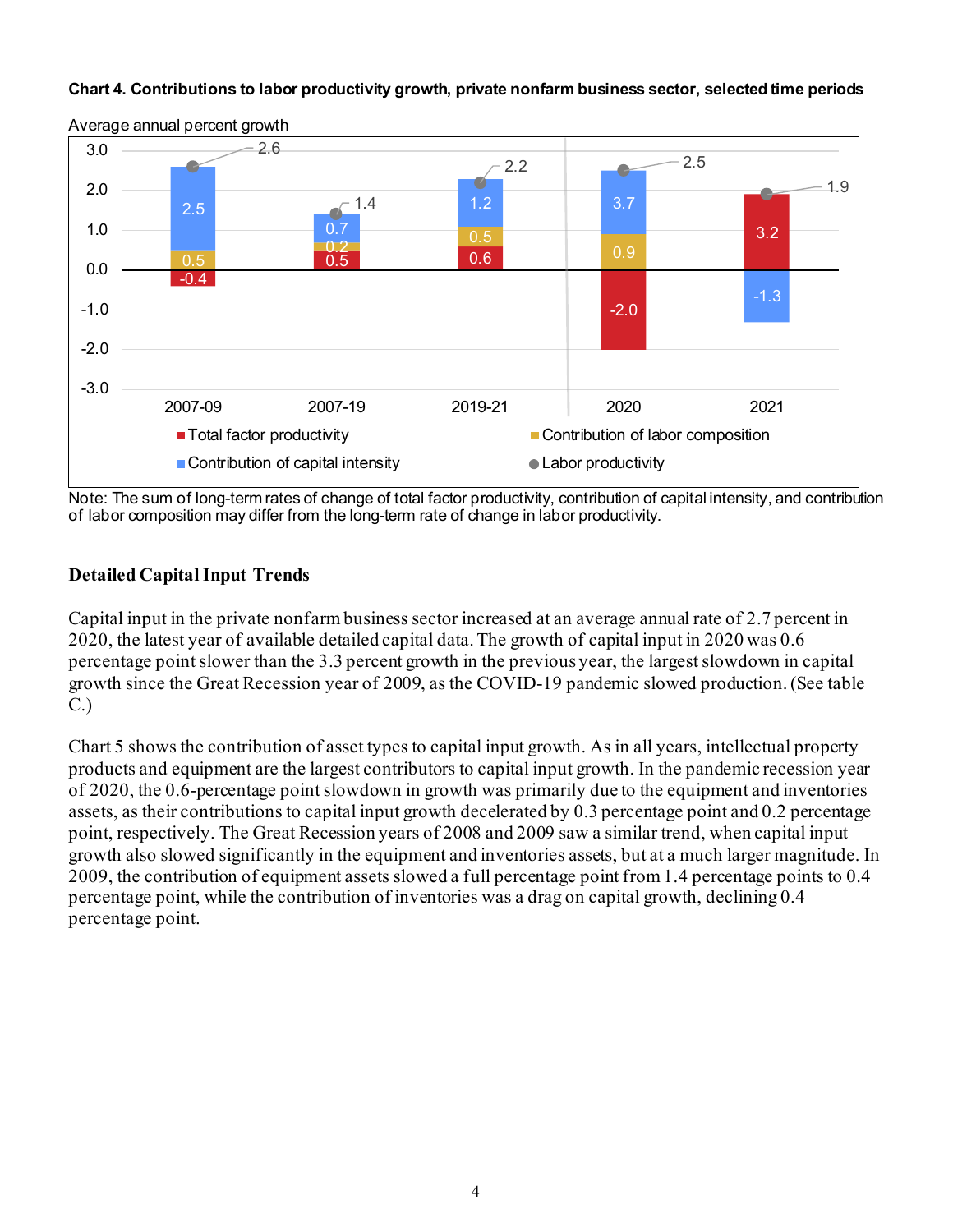**Chart 4. Contributions to labor productivity growth, private nonfarm business sector, selected time periods**

Average annual percent growth

| Period | Total factor productivity | Contribution of labor composition | Contribution of capital intensity | Labor productivity |
|---|---|---|---|---|
| 2007-09 | -0.4 | 0.5 | 2.5 | 2.6 |
| 2007-19 | 0.5 | 0.2 | 0.7 | 1.4 |
| 2019-21 | 0.6 | 0.5 | 1.2 | 2.2 |
| 2020 | -2.0 | 0.9 | 3.7 | 2.5 |
| 2021 | 3.2 | | -1.3 | 1.9 |

Note: The sum of long-term rates of change of total factor productivity, contribution of capital intensity, and contribution of labor composition may differ from the long-term rate of change in labor productivity.

## Detailed Capital Input Trends

Capital input in the private nonfarm business sector increased at an average annual rate of 2.7 percent in 2020, the latest year of available detailed capital data. The growth of capital input in 2020 was 0.6 percentage point slower than the 3.3 percent growth in the previous year, the largest slowdown in capital growth since the Great Recession year of 2009, as the COVID-19 pandemic slowed production. (See table C.)

Chart 5 shows the contribution of asset types to capital input growth. As in all years, intellectual property products and equipment are the largest contributors to capital input growth. In the pandemic recession year of 2020, the 0.6-percentage point slowdown in growth was primarily due to the equipment and inventories assets, as their contributions to capital input growth decelerated by 0.3 percentage point and 0.2 percentage point, respectively. The Great Recession years of 2008 and 2009 saw a similar trend, when capital input growth also slowed significantly in the equipment and inventories assets, but at a much larger magnitude. In 2009, the contribution of equipment assets slowed a full percentage point from 1.4 percentage points to 0.4 percentage point, while the contribution of inventories was a drag on capital growth, declining 0.4 percentage point.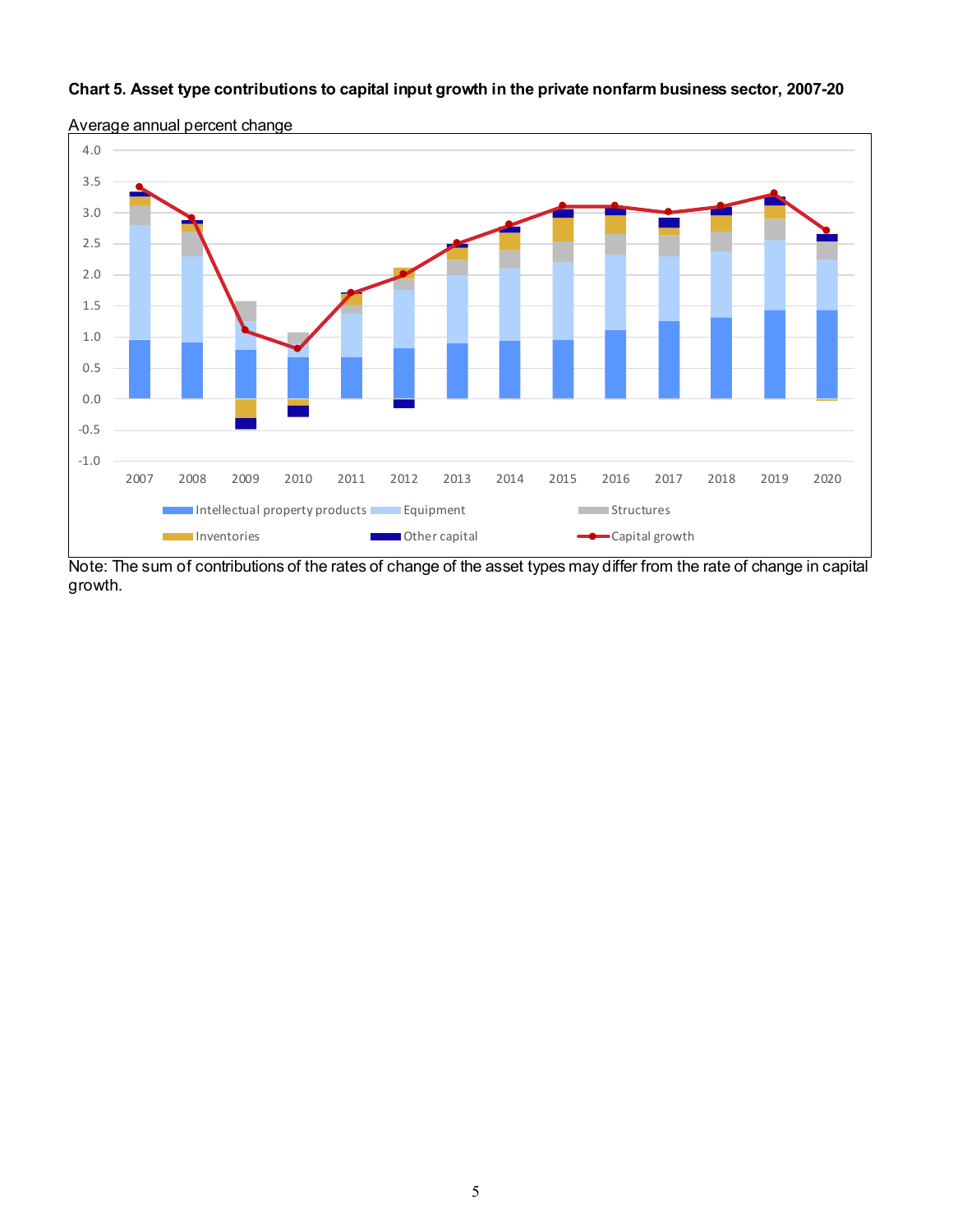**Chart 5. Asset type contributions to capital input growth in the private nonfarm business sector, 2007-20**

Note: The sum of contributions of the rates of change of the asset types may differ from the rate of change in capital growth.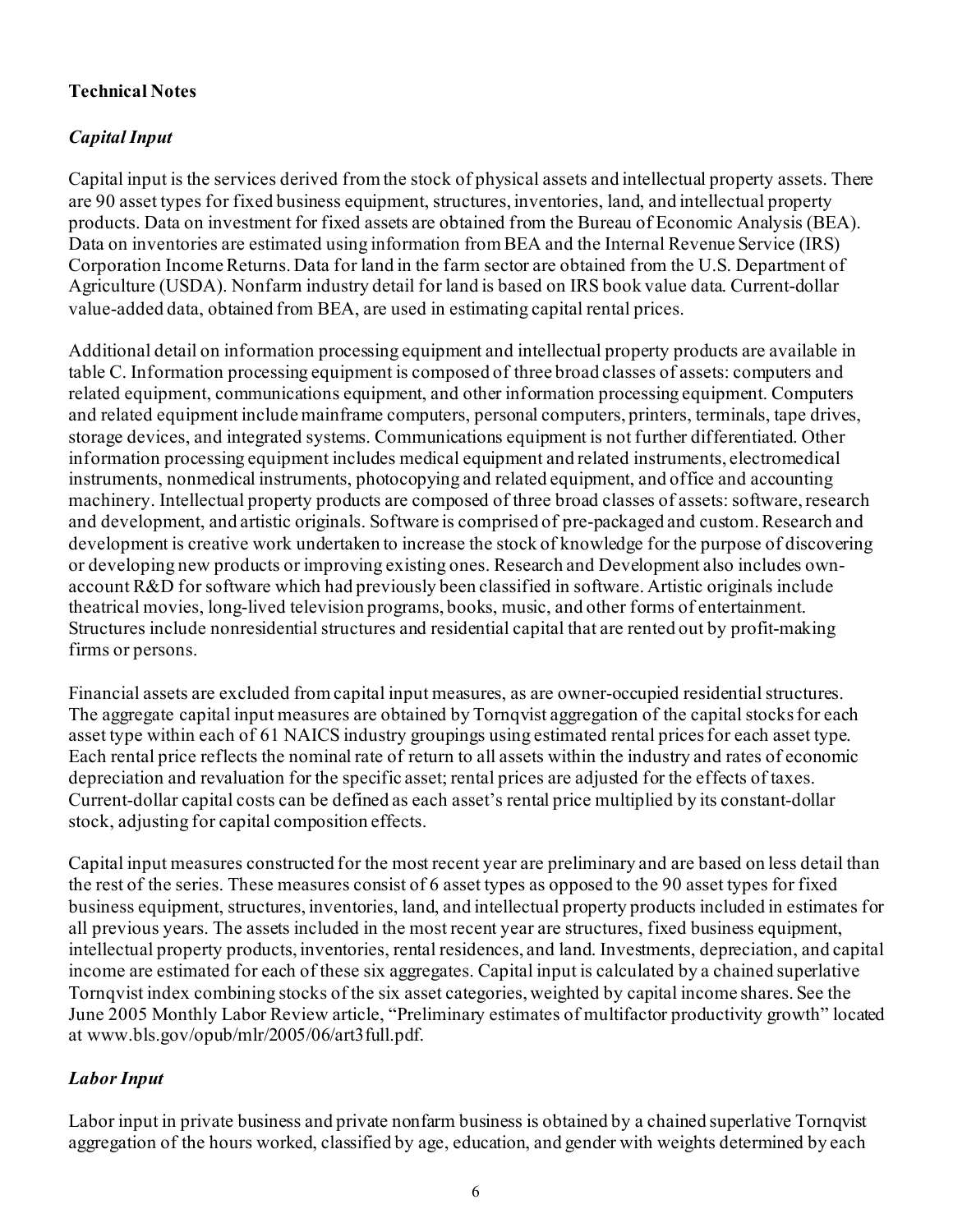## Technical Notes

### *Capital Input*

Capital input is the services derived from the stock of physical assets and intellectual property assets. There are 90 asset types for fixed business equipment, structures, inventories, land, and intellectual property products. Data on investment for fixed assets are obtained from the Bureau of Economic Analysis (BEA). Data on inventories are estimated using information from BEA and the Internal Revenue Service (IRS) Corporation Income Returns. Data for land in the farm sector are obtained from the U.S. Department of Agriculture (USDA). Nonfarm industry detail for land is based on IRS book value data. Current-dollar value-added data, obtained from BEA, are used in estimating capital rental prices.

Additional detail on information processing equipment and intellectual property products are available in table C. Information processing equipment is composed of three broad classes of assets: computers and related equipment, communications equipment, and other information processing equipment. Computers and related equipment include mainframe computers, personal computers, printers, terminals, tape drives, storage devices, and integrated systems. Communications equipment is not further differentiated. Other information processing equipment includes medical equipment and related instruments, electromedical instruments, nonmedical instruments, photocopying and related equipment, and office and accounting machinery. Intellectual property products are composed of three broad classes of assets: software, research and development, and artistic originals. Software is comprised of pre-packaged and custom. Research and development is creative work undertaken to increase the stock of knowledge for the purpose of discovering or developing new products or improving existing ones. Research and Development also includes own-account R&D for software which had previously been classified in software. Artistic originals include theatrical movies, long-lived television programs, books, music, and other forms of entertainment. Structures include nonresidential structures and residential capital that are rented out by profit-making firms or persons.

Financial assets are excluded from capital input measures, as are owner-occupied residential structures. The aggregate capital input measures are obtained by Tornqvist aggregation of the capital stocks for each asset type within each of 61 NAICS industry groupings using estimated rental prices for each asset type. Each rental price reflects the nominal rate of return to all assets within the industry and rates of economic depreciation and revaluation for the specific asset; rental prices are adjusted for the effects of taxes. Current-dollar capital costs can be defined as each asset's rental price multiplied by its constant-dollar stock, adjusting for capital composition effects.

Capital input measures constructed for the most recent year are preliminary and are based on less detail than the rest of the series. These measures consist of 6 asset types as opposed to the 90 asset types for fixed business equipment, structures, inventories, land, and intellectual property products included in estimates for all previous years. The assets included in the most recent year are structures, fixed business equipment, intellectual property products, inventories, rental residences, and land. Investments, depreciation, and capital income are estimated for each of these six aggregates. Capital input is calculated by a chained superlative Tornqvist index combining stocks of the six asset categories, weighted by capital income shares. See the June 2005 Monthly Labor Review article, "Preliminary estimates of multifactor productivity growth" located at www.bls.gov/opub/mlr/2005/06/art3full.pdf.

### *Labor Input*

Labor input in private business and private nonfarm business is obtained by a chained superlative Tornqvist aggregation of the hours worked, classified by age, education, and gender with weights determined by each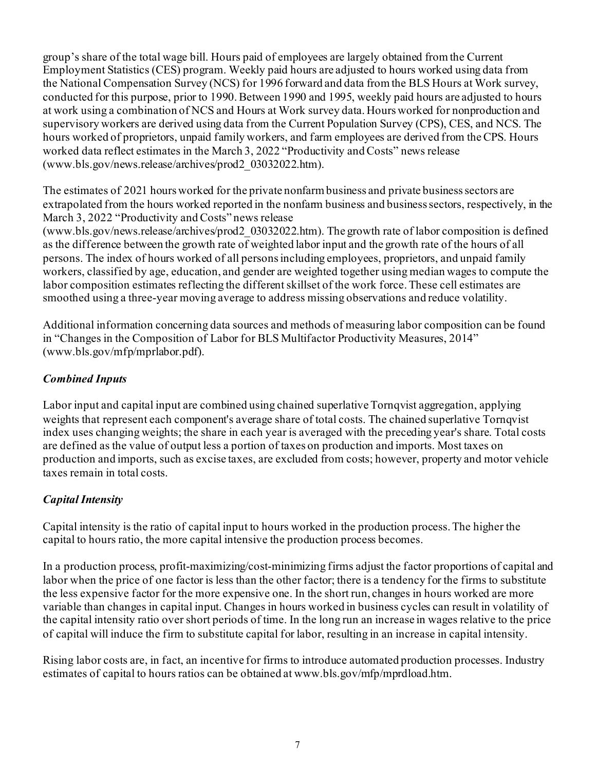group's share of the total wage bill. Hours paid of employees are largely obtained from the Current Employment Statistics (CES) program. Weekly paid hours are adjusted to hours worked using data from the National Compensation Survey (NCS) for 1996 forward and data from the BLS Hours at Work survey, conducted for this purpose, prior to 1990. Between 1990 and 1995, weekly paid hours are adjusted to hours at work using a combination of NCS and Hours at Work survey data. Hours worked for nonproduction and supervisory workers are derived using data from the Current Population Survey (CPS), CES, and NCS. The hours worked of proprietors, unpaid family workers, and farm employees are derived from the CPS. Hours worked data reflect estimates in the March 3, 2022 "Productivity and Costs" news release (www.bls.gov/news.release/archives/prod2_03032022.htm).

The estimates of 2021 hours worked for the private nonfarm business and private business sectors are extrapolated from the hours worked reported in the nonfarm business and business sectors, respectively, in the March 3, 2022 "Productivity and Costs" news release (www.bls.gov/news.release/archives/prod2_03032022.htm). The growth rate of labor composition is defined as the difference between the growth rate of weighted labor input and the growth rate of the hours of all persons. The index of hours worked of all persons including employees, proprietors, and unpaid family workers, classified by age, education, and gender are weighted together using median wages to compute the labor composition estimates reflecting the different skillset of the work force. These cell estimates are smoothed using a three-year moving average to address missing observations and reduce volatility.

Additional information concerning data sources and methods of measuring labor composition can be found in "Changes in the Composition of Labor for BLS Multifactor Productivity Measures, 2014" (www.bls.gov/mfp/mprlabor.pdf).

### *Combined Inputs*

Labor input and capital input are combined using chained superlative Tornqvist aggregation, applying weights that represent each component's average share of total costs. The chained superlative Tornqvist index uses changing weights; the share in each year is averaged with the preceding year's share. Total costs are defined as the value of output less a portion of taxes on production and imports. Most taxes on production and imports, such as excise taxes, are excluded from costs; however, property and motor vehicle taxes remain in total costs.

### *Capital Intensity*

Capital intensity is the ratio of capital input to hours worked in the production process. The higher the capital to hours ratio, the more capital intensive the production process becomes.

In a production process, profit-maximizing/cost-minimizing firms adjust the factor proportions of capital and labor when the price of one factor is less than the other factor; there is a tendency for the firms to substitute the less expensive factor for the more expensive one. In the short run, changes in hours worked are more variable than changes in capital input. Changes in hours worked in business cycles can result in volatility of the capital intensity ratio over short periods of time. In the long run an increase in wages relative to the price of capital will induce the firm to substitute capital for labor, resulting in an increase in capital intensity.

Rising labor costs are, in fact, an incentive for firms to introduce automated production processes. Industry estimates of capital to hours ratios can be obtained at www.bls.gov/mfp/mprdload.htm.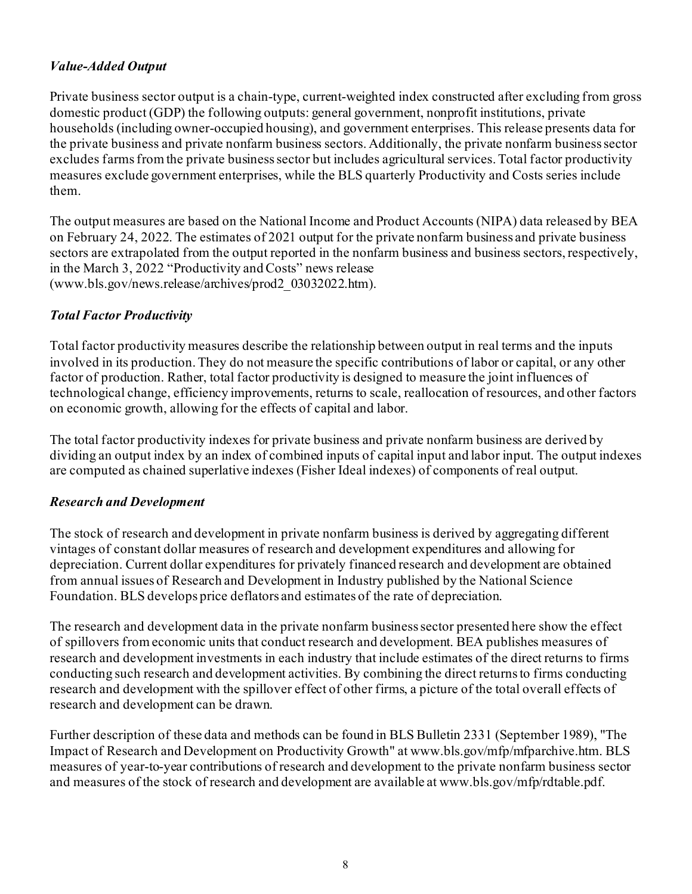### *Value-Added Output*

Private business sector output is a chain-type, current-weighted index constructed after excluding from gross domestic product (GDP) the following outputs: general government, nonprofit institutions, private households (including owner-occupied housing), and government enterprises. This release presents data for the private business and private nonfarm business sectors. Additionally, the private nonfarm business sector excludes farms from the private business sector but includes agricultural services. Total factor productivity measures exclude government enterprises, while the BLS quarterly Productivity and Costs series include them.

The output measures are based on the National Income and Product Accounts (NIPA) data released by BEA on February 24, 2022. The estimates of 2021 output for the private nonfarm business and private business sectors are extrapolated from the output reported in the nonfarm business and business sectors, respectively, in the March 3, 2022 "Productivity and Costs" news release (www.bls.gov/news.release/archives/prod2_03032022.htm).

### *Total Factor Productivity*

Total factor productivity measures describe the relationship between output in real terms and the inputs involved in its production. They do not measure the specific contributions of labor or capital, or any other factor of production. Rather, total factor productivity is designed to measure the joint influences of technological change, efficiency improvements, returns to scale, reallocation of resources, and other factors on economic growth, allowing for the effects of capital and labor.

The total factor productivity indexes for private business and private nonfarm business are derived by dividing an output index by an index of combined inputs of capital input and labor input. The output indexes are computed as chained superlative indexes (Fisher Ideal indexes) of components of real output.

### *Research and Development*

The stock of research and development in private nonfarm business is derived by aggregating different vintages of constant dollar measures of research and development expenditures and allowing for depreciation. Current dollar expenditures for privately financed research and development are obtained from annual issues of Research and Development in Industry published by the National Science Foundation. BLS develops price deflators and estimates of the rate of depreciation.

The research and development data in the private nonfarm business sector presented here show the effect of spillovers from economic units that conduct research and development. BEA publishes measures of research and development investments in each industry that include estimates of the direct returns to firms conducting such research and development activities. By combining the direct returns to firms conducting research and development with the spillover effect of other firms, a picture of the total overall effects of research and development can be drawn.

Further description of these data and methods can be found in BLS Bulletin 2331 (September 1989), "The Impact of Research and Development on Productivity Growth" at www.bls.gov/mfp/mfparchive.htm. BLS measures of year-to-year contributions of research and development to the private nonfarm business sector and measures of the stock of research and development are available at www.bls.gov/mfp/rdtable.pdf.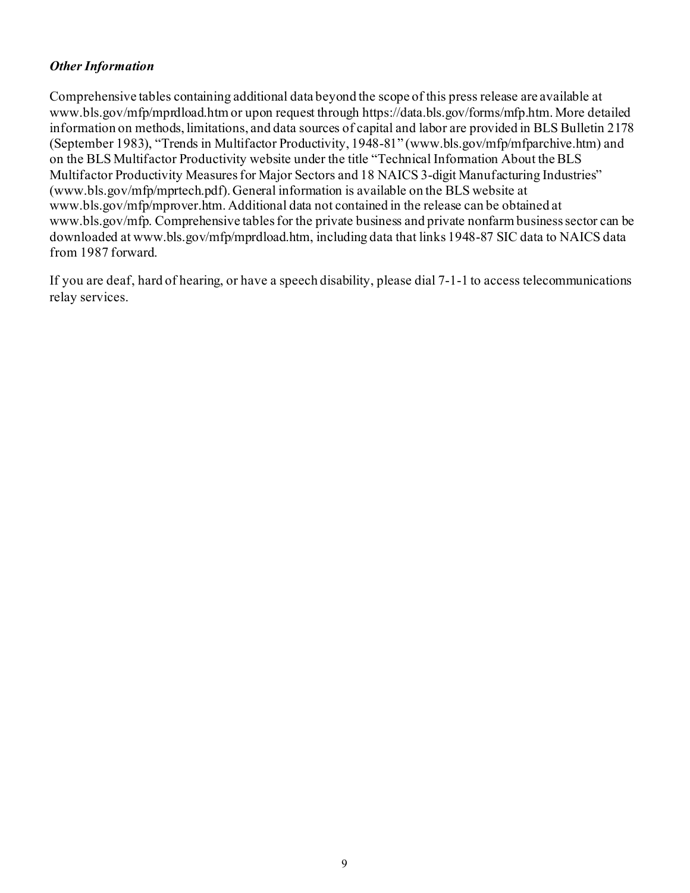### *Other Information*

Comprehensive tables containing additional data beyond the scope of this press release are available at www.bls.gov/mfp/mprdload.htm or upon request through https://data.bls.gov/forms/mfp.htm. More detailed information on methods, limitations, and data sources of capital and labor are provided in BLS Bulletin 2178 (September 1983), "Trends in Multifactor Productivity, 1948-81" (www.bls.gov/mfp/mfparchive.htm) and on the BLS Multifactor Productivity website under the title "Technical Information About the BLS Multifactor Productivity Measures for Major Sectors and 18 NAICS 3-digit Manufacturing Industries" (www.bls.gov/mfp/mprtech.pdf). General information is available on the BLS website at www.bls.gov/mfp/mprover.htm. Additional data not contained in the release can be obtained at www.bls.gov/mfp. Comprehensive tables for the private business and private nonfarm business sector can be downloaded at www.bls.gov/mfp/mprdload.htm, including data that links 1948-87 SIC data to NAICS data from 1987 forward.

If you are deaf, hard of hearing, or have a speech disability, please dial 7-1-1 to access telecommunications relay services.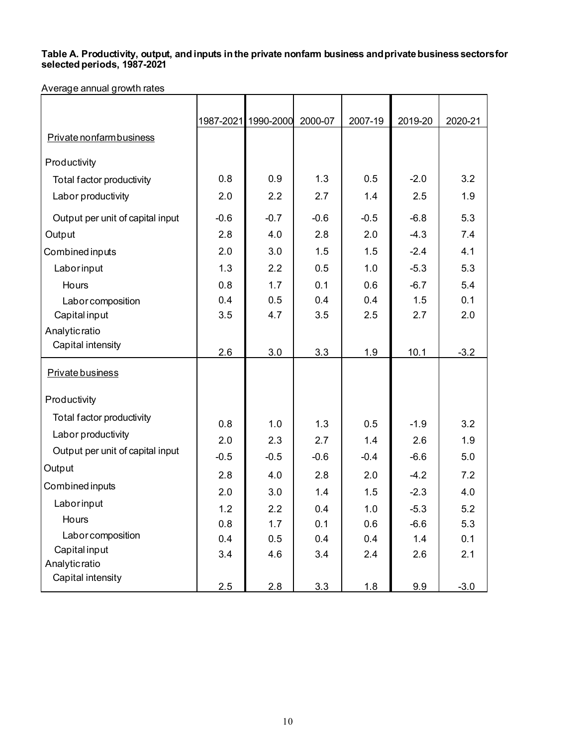**Table A. Productivity, output, and inputs in the private nonfarm business and private business sectors for selected periods, 1987-2021**

Average annual growth rates

| | 1987-2021 | 1990-2000 | 2000-07 | 2007-19 | 2019-20 | 2020-21 |
|---|---|---|---|---|---|---|
| Private nonfarm business | | | | | | |
| Productivity | | | | | | |
| Total factor productivity | 0.8 | 0.9 | 1.3 | 0.5 | -2.0 | 3.2 |
| Labor productivity | 2.0 | 2.2 | 2.7 | 1.4 | 2.5 | 1.9 |
| Output per unit of capital input | -0.6 | -0.7 | -0.6 | -0.5 | -6.8 | 5.3 |
| Output | 2.8 | 4.0 | 2.8 | 2.0 | -4.3 | 7.4 |
| Combined inputs | 2.0 | 3.0 | 1.5 | 1.5 | -2.4 | 4.1 |
| Labor input | 1.3 | 2.2 | 0.5 | 1.0 | -5.3 | 5.3 |
| Hours | 0.8 | 1.7 | 0.1 | 0.6 | -6.7 | 5.4 |
| Labor composition | 0.4 | 0.5 | 0.4 | 0.4 | 1.5 | 0.1 |
| Capital input | 3.5 | 4.7 | 3.5 | 2.5 | 2.7 | 2.0 |
| Analytic ratio | | | | | | |
| Capital intensity | 2.6 | 3.0 | 3.3 | 1.9 | 10.1 | -3.2 |
| Private business | | | | | | |
| Productivity | | | | | | |
| Total factor productivity | 0.8 | 1.0 | 1.3 | 0.5 | -1.9 | 3.2 |
| Labor productivity | 2.0 | 2.3 | 2.7 | 1.4 | 2.6 | 1.9 |
| Output per unit of capital input | -0.5 | -0.5 | -0.6 | -0.4 | -6.6 | 5.0 |
| Output | 2.8 | 4.0 | 2.8 | 2.0 | -4.2 | 7.2 |
| Combined inputs | 2.0 | 3.0 | 1.4 | 1.5 | -2.3 | 4.0 |
| Labor input | 1.2 | 2.2 | 0.4 | 1.0 | -5.3 | 5.2 |
| Hours | 0.8 | 1.7 | 0.1 | 0.6 | -6.6 | 5.3 |
| Labor composition | 0.4 | 0.5 | 0.4 | 0.4 | 1.4 | 0.1 |
| Capital input | 3.4 | 4.6 | 3.4 | 2.4 | 2.6 | 2.1 |
| Analytic ratio | | | | | | |
| Capital intensity | 2.5 | 2.8 | 3.3 | 1.8 | 9.9 | -3.0 |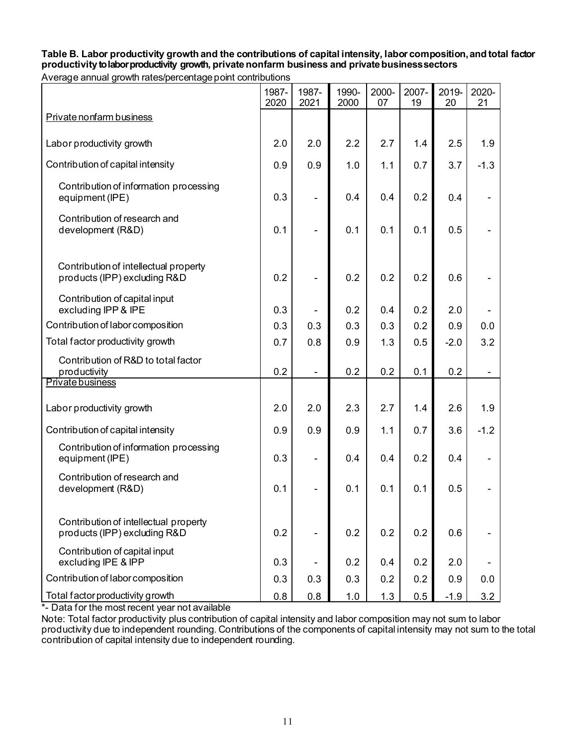**Table B. Labor productivity growth and the contributions of capital intensity, labor composition, and total factor productivity to labor productivity growth, private nonfarm business and private business sectors**

Average annual growth rates/percentage point contributions

| | 1987-2020 | 1987-2021 | 1990-2000 | 2000-07 | 2007-19 | 2019-20 | 2020-21 |
|---|---|---|---|---|---|---|---|
| Private nonfarm business | | | | | | | |
| Labor productivity growth | 2.0 | 2.0 | 2.2 | 2.7 | 1.4 | 2.5 | 1.9 |
| Contribution of capital intensity | 0.9 | 0.9 | 1.0 | 1.1 | 0.7 | 3.7 | -1.3 |
| Contribution of information processing equipment (IPE) | 0.3 | - | 0.4 | 0.4 | 0.2 | 0.4 | - |
| Contribution of research and development (R&D) | 0.1 | - | 0.1 | 0.1 | 0.1 | 0.5 | - |
| Contribution of intellectual property products (IPP) excluding R&D | 0.2 | - | 0.2 | 0.2 | 0.2 | 0.6 | - |
| Contribution of capital input excluding IPP & IPE | 0.3 | - | 0.2 | 0.4 | 0.2 | 2.0 | - |
| Contribution of labor composition | 0.3 | 0.3 | 0.3 | 0.3 | 0.2 | 0.9 | 0.0 |
| Total factor productivity growth | 0.7 | 0.8 | 0.9 | 1.3 | 0.5 | -2.0 | 3.2 |
| Contribution of R&D to total factor productivity | 0.2 | - | 0.2 | 0.2 | 0.1 | 0.2 | - |
| Private business | | | | | | | |
| Labor productivity growth | 2.0 | 2.0 | 2.3 | 2.7 | 1.4 | 2.6 | 1.9 |
| Contribution of capital intensity | 0.9 | 0.9 | 0.9 | 1.1 | 0.7 | 3.6 | -1.2 |
| Contribution of information processing equipment (IPE) | 0.3 | - | 0.4 | 0.4 | 0.2 | 0.4 | - |
| Contribution of research and development (R&D) | 0.1 | - | 0.1 | 0.1 | 0.1 | 0.5 | - |
| Contribution of intellectual property products (IPP) excluding R&D | 0.2 | - | 0.2 | 0.2 | 0.2 | 0.6 | - |
| Contribution of capital input excluding IPE & IPP | 0.3 | - | 0.2 | 0.4 | 0.2 | 2.0 | - |
| Contribution of labor composition | 0.3 | 0.3 | 0.3 | 0.2 | 0.2 | 0.9 | 0.0 |
| Total factor productivity growth | 0.8 | 0.8 | 1.0 | 1.3 | 0.5 | -1.9 | 3.2 |

*- Data for the most recent year not available

Note: Total factor productivity plus contribution of capital intensity and labor composition may not sum to labor productivity due to independent rounding. Contributions of the components of capital intensity may not sum to the total contribution of capital intensity due to independent rounding.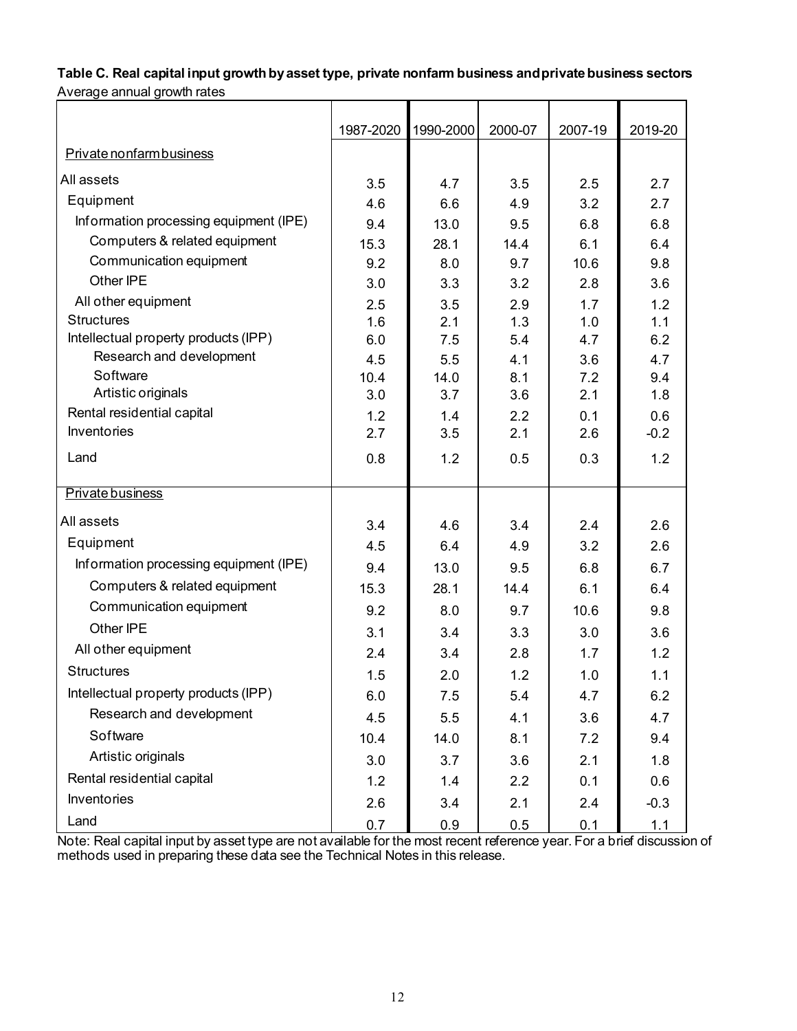**Table C. Real capital input growth by asset type, private nonfarm business and private business sectors**
Average annual growth rates

| | 1987-2020 | 1990-2000 | 2000-07 | 2007-19 | 2019-20 |
|---|---|---|---|---|---|
| Private nonfarm business | | | | | |
| All assets | 3.5 | 4.7 | 3.5 | 2.5 | 2.7 |
| Equipment | 4.6 | 6.6 | 4.9 | 3.2 | 2.7 |
| Information processing equipment (IPE) | 9.4 | 13.0 | 9.5 | 6.8 | 6.8 |
| Computers & related equipment | 15.3 | 28.1 | 14.4 | 6.1 | 6.4 |
| Communication equipment | 9.2 | 8.0 | 9.7 | 10.6 | 9.8 |
| Other IPE | 3.0 | 3.3 | 3.2 | 2.8 | 3.6 |
| All other equipment | 2.5 | 3.5 | 2.9 | 1.7 | 1.2 |
| Structures | 1.6 | 2.1 | 1.3 | 1.0 | 1.1 |
| Intellectual property products (IPP) | 6.0 | 7.5 | 5.4 | 4.7 | 6.2 |
| Research and development | 4.5 | 5.5 | 4.1 | 3.6 | 4.7 |
| Software | 10.4 | 14.0 | 8.1 | 7.2 | 9.4 |
| Artistic originals | 3.0 | 3.7 | 3.6 | 2.1 | 1.8 |
| Rental residential capital | 1.2 | 1.4 | 2.2 | 0.1 | 0.6 |
| Inventories | 2.7 | 3.5 | 2.1 | 2.6 | -0.2 |
| Land | 0.8 | 1.2 | 0.5 | 0.3 | 1.2 |
| Private business | | | | | |
| All assets | 3.4 | 4.6 | 3.4 | 2.4 | 2.6 |
| Equipment | 4.5 | 6.4 | 4.9 | 3.2 | 2.6 |
| Information processing equipment (IPE) | 9.4 | 13.0 | 9.5 | 6.8 | 6.7 |
| Computers & related equipment | 15.3 | 28.1 | 14.4 | 6.1 | 6.4 |
| Communication equipment | 9.2 | 8.0 | 9.7 | 10.6 | 9.8 |
| Other IPE | 3.1 | 3.4 | 3.3 | 3.0 | 3.6 |
| All other equipment | 2.4 | 3.4 | 2.8 | 1.7 | 1.2 |
| Structures | 1.5 | 2.0 | 1.2 | 1.0 | 1.1 |
| Intellectual property products (IPP) | 6.0 | 7.5 | 5.4 | 4.7 | 6.2 |
| Research and development | 4.5 | 5.5 | 4.1 | 3.6 | 4.7 |
| Software | 10.4 | 14.0 | 8.1 | 7.2 | 9.4 |
| Artistic originals | 3.0 | 3.7 | 3.6 | 2.1 | 1.8 |
| Rental residential capital | 1.2 | 1.4 | 2.2 | 0.1 | 0.6 |
| Inventories | 2.6 | 3.4 | 2.1 | 2.4 | -0.3 |
| Land | 0.7 | 0.9 | 0.5 | 0.1 | 1.1 |

Note: Real capital input by asset type are not available for the most recent reference year. For a brief discussion of methods used in preparing these data see the Technical Notes in this release.